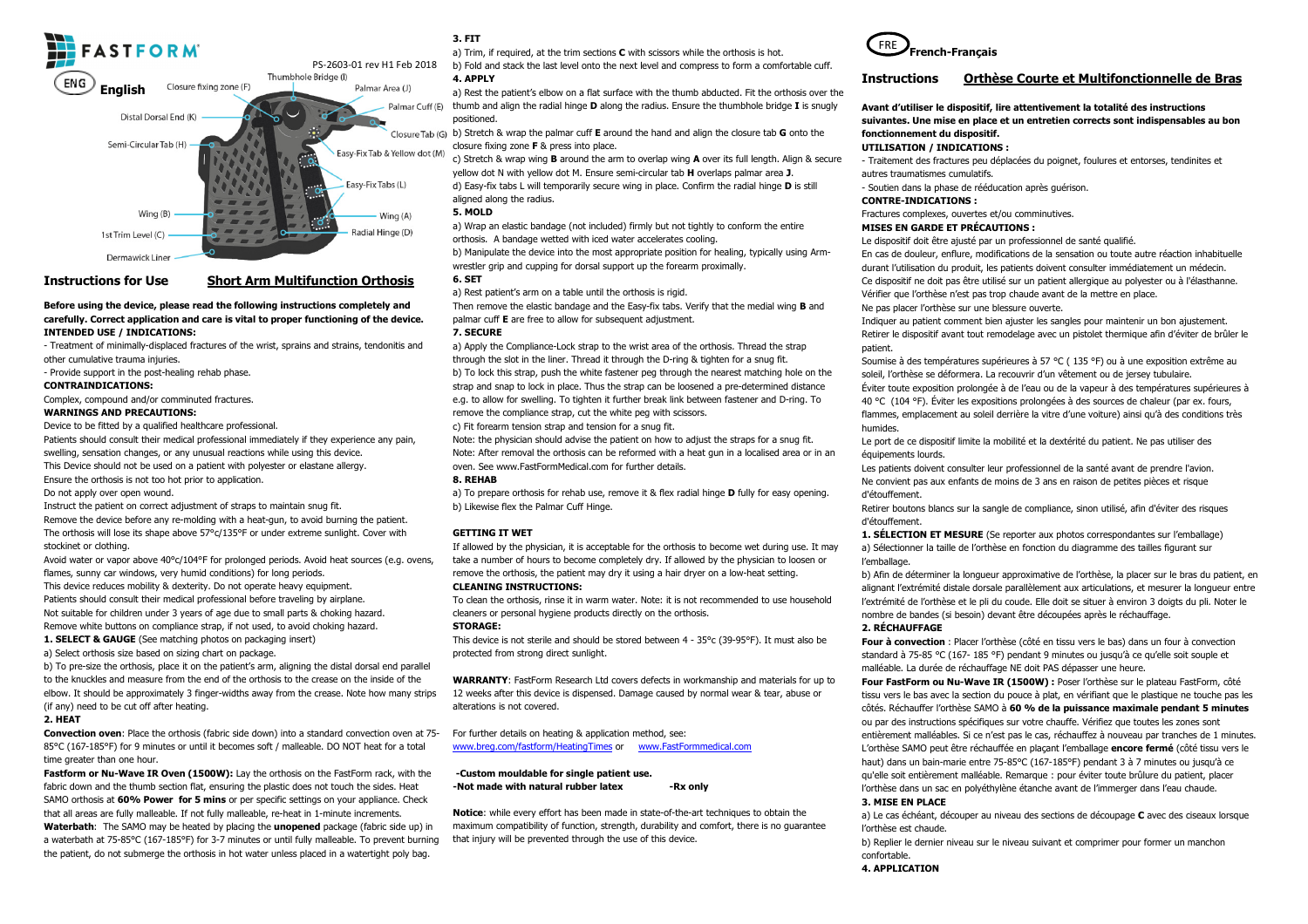FASTFORM

PS-2603-01 rev H1 Feb 2018

ENG **English**

Thumbhole Bridge (I)
Closure fixing zone (F)
Palmar Area (J)
Distal Dorsal End (K)
Palmar Cuff (E)
Closure Tab (G)
Semi-Circular Tab (H)
Easy-Fix Tab & Yellow dot (M)
Easy-Fix Tabs (L)
Wing (B)
Wing (A)
1st Trim Level (C)
Radial Hinge (D)
Dermawick Liner

## Instructions for Use — Short Arm Multifunction Orthosis

**Before using the device, please read the following instructions completely and carefully. Correct application and care is vital to proper functioning of the device.**

**INTENDED USE / INDICATIONS:**

- Treatment of minimally-displaced fractures of the wrist, sprains and strains, tendonitis and other cumulative trauma injuries.
- Provide support in the post-healing rehab phase.

**CONTRAINDICATIONS:**

Complex, compound and/or comminuted fractures.

**WARNINGS AND PRECAUTIONS:**

Device to be fitted by a qualified healthcare professional.

Patients should consult their medical professional immediately if they experience any pain, swelling, sensation changes, or any unusual reactions while using this device.

This Device should not be used on a patient with polyester or elastane allergy.

Ensure the orthosis is not too hot prior to application.

Do not apply over open wound.

Instruct the patient on correct adjustment of straps to maintain snug fit.

Remove the device before any re-molding with a heat-gun, to avoid burning the patient.

The orthosis will lose its shape above 57°c/135°F or under extreme sunlight. Cover with stockinet or clothing.

Avoid water or vapor above 40°c/104°F for prolonged periods. Avoid heat sources (e.g. ovens, flames, sunny car windows, very humid conditions) for long periods.

This device reduces mobility & dexterity. Do not operate heavy equipment.

Patients should consult their medical professional before traveling by airplane.

Not suitable for children under 3 years of age due to small parts & choking hazard.

Remove white buttons on compliance strap, if not used, to avoid choking hazard.

**1. SELECT & GAUGE** (See matching photos on packaging insert)

a) Select orthosis size based on sizing chart on package.

b) To pre-size the orthosis, place it on the patient's arm, aligning the distal dorsal end parallel to the knuckles and measure from the end of the orthosis to the crease on the inside of the elbow. It should be approximately 3 finger-widths away from the crease. Note how many strips (if any) need to be cut off after heating.

**2. HEAT**

**Convection oven**: Place the orthosis (fabric side down) into a standard convection oven at 75-85°C (167-185°F) for 9 minutes or until it becomes soft / malleable. DO NOT heat for a total time greater than one hour.

**Fastform or Nu-Wave IR Oven (1500W):** Lay the orthosis on the FastForm rack, with the fabric down and the thumb section flat, ensuring the plastic does not touch the sides. Heat SAMO orthosis at **60% Power for 5 mins** or per specific settings on your appliance. Check that all areas are fully malleable. If not fully malleable, re-heat in 1-minute increments.

**Waterbath**: The SAMO may be heated by placing the **unopened** package (fabric side up) in a waterbath at 75-85°C (167-185°F) for 3-7 minutes or until fully malleable. To prevent burning the patient, do not submerge the orthosis in hot water unless placed in a watertight poly bag.

**3. FIT**

a) Trim, if required, at the trim sections **C** with scissors while the orthosis is hot.

b) Fold and stack the last level onto the next level and compress to form a comfortable cuff.

**4. APPLY**

a) Rest the patient's elbow on a flat surface with the thumb abducted. Fit the orthosis over the thumb and align the radial hinge **D** along the radius. Ensure the thumbhole bridge **I** is snugly positioned.

b) Stretch & wrap the palmar cuff **E** around the hand and align the closure tab **G** onto the closure fixing zone **F** & press into place.

c) Stretch & wrap wing **B** around the arm to overlap wing **A** over its full length. Align & secure yellow dot N with yellow dot M. Ensure semi-circular tab **H** overlaps palmar area **J**.

d) Easy-fix tabs L will temporarily secure wing in place. Confirm the radial hinge **D** is still aligned along the radius.

**5. MOLD**

a) Wrap an elastic bandage (not included) firmly but not tightly to conform the entire orthosis. A bandage wetted with iced water accelerates cooling.

b) Manipulate the device into the most appropriate position for healing, typically using Arm-wrestler grip and cupping for dorsal support up the forearm proximally.

**6. SET**

a) Rest patient's arm on a table until the orthosis is rigid.

Then remove the elastic bandage and the Easy-fix tabs. Verify that the medial wing **B** and palmar cuff **E** are free to allow for subsequent adjustment.

**7. SECURE**

a) Apply the Compliance-Lock strap to the wrist area of the orthosis. Thread the strap through the slot in the liner. Thread it through the D-ring & tighten for a snug fit.

b) To lock this strap, push the white fastener peg through the nearest matching hole on the strap and snap to lock in place. Thus the strap can be loosened a pre-determined distance e.g. to allow for swelling. To tighten it further break link between fastener and D-ring. To remove the compliance strap, cut the white peg with scissors.

c) Fit forearm tension strap and tension for a snug fit.

Note: the physician should advise the patient on how to adjust the straps for a snug fit.

Note: After removal the orthosis can be reformed with a heat gun in a localised area or in an oven. See www.FastFormMedical.com for further details.

**8. REHAB**

a) To prepare orthosis for rehab use, remove it & flex radial hinge **D** fully for easy opening.

b) Likewise flex the Palmar Cuff Hinge.

**GETTING IT WET**

If allowed by the physician, it is acceptable for the orthosis to become wet during use. It may take a number of hours to become completely dry. If allowed by the physician to loosen or remove the orthosis, the patient may dry it using a hair dryer on a low-heat setting.

**CLEANING INSTRUCTIONS:**

To clean the orthosis, rinse it in warm water. Note: it is not recommended to use household cleaners or personal hygiene products directly on the orthosis.

**STORAGE:**

This device is not sterile and should be stored between 4 - 35°c (39-95°F). It must also be protected from strong direct sunlight.

**WARRANTY**: FastForm Research Ltd covers defects in workmanship and materials for up to 12 weeks after this device is dispensed. Damage caused by normal wear & tear, abuse or alterations is not covered.

For further details on heating & application method, see:
www.breg.com/fastform/HeatingTimes or www.FastFormmedical.com

**-Custom mouldable for single patient use.**
**-Not made with natural rubber latex** **-Rx only**

**Notice**: while every effort has been made in state-of-the-art techniques to obtain the maximum compatibility of function, strength, durability and comfort, there is no guarantee that injury will be prevented through the use of this device.

FRE **French-Français**

## Instructions — Orthèse Courte et Multifonctionnelle de Bras

**Avant d'utiliser le dispositif, lire attentivement la totalité des instructions suivantes. Une mise en place et un entretien corrects sont indispensables au bon fonctionnement du dispositif.**

**UTILISATION / INDICATIONS :**

- Traitement des fractures peu déplacées du poignet, foulures et entorses, tendinites et autres traumatismes cumulatifs.
- Soutien dans la phase de rééducation après guérison.

**CONTRE-INDICATIONS :**

Fractures complexes, ouvertes et/ou comminutives.

**MISES EN GARDE ET PRÉCAUTIONS :**

Le dispositif doit être ajusté par un professionnel de santé qualifié.

En cas de douleur, enflure, modifications de la sensation ou toute autre réaction inhabituelle durant l'utilisation du produit, les patients doivent consulter immédiatement un médecin.

Ce dispositif ne doit pas être utilisé sur un patient allergique au polyester ou à l'élasthanne.

Vérifier que l'orthèse n'est pas trop chaude avant de la mettre en place.

Ne pas placer l'orthèse sur une blessure ouverte.

Indiquer au patient comment bien ajuster les sangles pour maintenir un bon ajustement.

Retirer le dispositif avant tout remodelage avec un pistolet thermique afin d'éviter de brûler le patient.

Soumise à des températures supérieures à 57 °C ( 135 °F) ou à une exposition extrême au soleil, l'orthèse se déformera. La recouvrir d'un vêtement ou de jersey tubulaire.

Éviter toute exposition prolongée à de l'eau ou de la vapeur à des températures supérieures à 40 °C (104 °F). Éviter les expositions prolongées à des sources de chaleur (par ex. fours, flammes, emplacement au soleil derrière la vitre d'une voiture) ainsi qu'à des conditions très humides.

Le port de ce dispositif limite la mobilité et la dextérité du patient. Ne pas utiliser des équipements lourds.

Les patients doivent consulter leur professionnel de la santé avant de prendre l'avion.

Ne convient pas aux enfants de moins de 3 ans en raison de petites pièces et risque d'étouffement.

Retirer boutons blancs sur la sangle de compliance, sinon utilisé, afin d'éviter des risques d'étouffement.

**1. SÉLECTION ET MESURE** (Se reporter aux photos correspondantes sur l'emballage)

a) Sélectionner la taille de l'orthèse en fonction du diagramme des tailles figurant sur l'emballage.

b) Afin de déterminer la longueur approximative de l'orthèse, la placer sur le bras du patient, en alignant l'extrémité distale dorsale parallèlement aux articulations, et mesurer la longueur entre l'extrémité de l'orthèse et le pli du coude. Elle doit se situer à environ 3 doigts du pli. Noter le nombre de bandes (si besoin) devant être découpées après le réchauffage.

**2. RÉCHAUFFAGE**

**Four à convection** : Placer l'orthèse (côté en tissu vers le bas) dans un four à convection standard à 75-85 °C (167- 185 °F) pendant 9 minutes ou jusqu'à ce qu'elle soit souple et malléable. La durée de réchauffage NE doit PAS dépasser une heure.

**Four FastForm ou Nu-Wave IR (1500W) :** Poser l'orthèse sur le plateau FastForm, côté tissu vers le bas avec la section du pouce à plat, en vérifiant que le plastique ne touche pas les côtés. Réchauffer l'orthèse SAMO à **60 % de la puissance maximale pendant 5 minutes** ou par des instructions spécifiques sur votre chauffe. Vérifiez que toutes les zones sont entièrement malléables. Si ce n'est pas le cas, réchauffez à nouveau par tranches de 1 minutes.

L'orthèse SAMO peut être réchauffée en plaçant l'emballage **encore fermé** (côté tissu vers le haut) dans un bain-marie entre 75-85°C (167-185°F) pendant 3 à 7 minutes ou jusqu'à ce qu'elle soit entièrement malléable. Remarque : pour éviter toute brûlure du patient, placer l'orthèse dans un sac en polyéthylène étanche avant de l'immerger dans l'eau chaude.

**3. MISE EN PLACE**

a) Le cas échéant, découper au niveau des sections de découpage **C** avec des ciseaux lorsque l'orthèse est chaude.

b) Replier le dernier niveau sur le niveau suivant et comprimer pour former un manchon confortable.

**4. APPLICATION**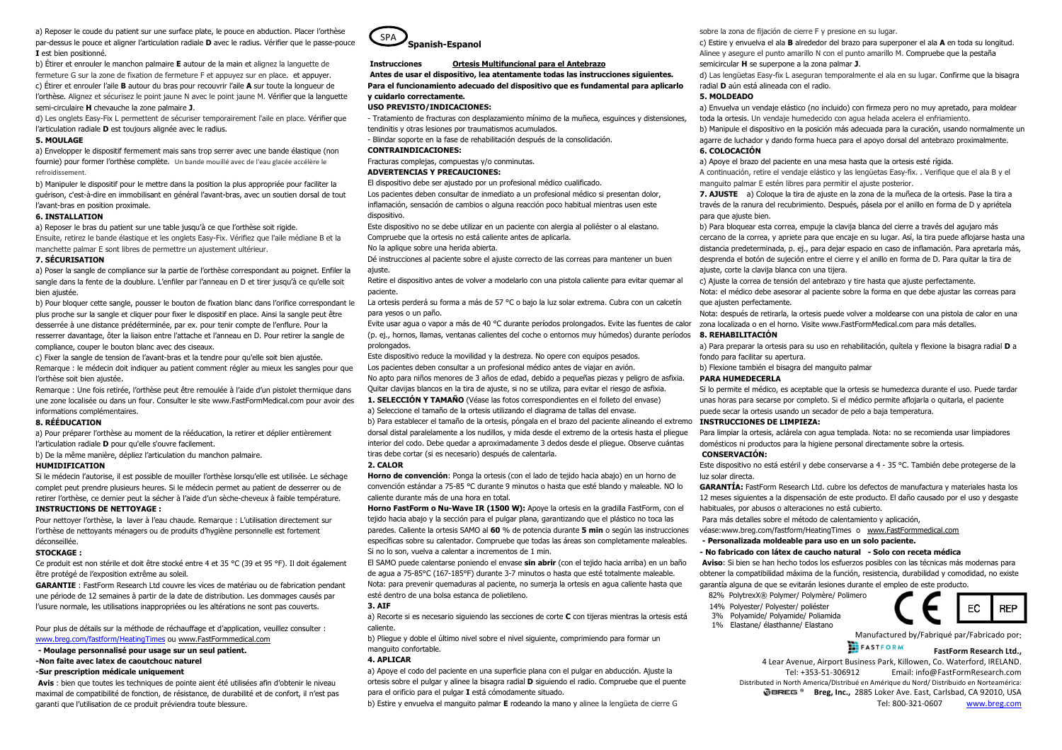a) Reposer le coude du patient sur une surface plate, le pouce en abduction. Placer l'orthèse par-dessus le pouce et aligner l'articulation radiale **D** avec le radius. Vérifier que le passe-pouce **I** est bien positionné.

b) Étirer et enrouler le manchon palmaire **E** autour de la main et alignez la languette de fermeture G sur la zone de fixation de fermeture F et appuyez sur en place. et appuyer.

c) Étirer et enrouler l'aile **B** autour du bras pour recouvrir l'aile **A** sur toute la longueur de l'orthèse. Alignez et sécurisez le point jaune N avec le point jaune M. Vérifier que la languette semi-circulaire **H** chevauche la zone palmaire **J**.

d) Les onglets Easy-Fix L permettent de sécuriser temporairement l'aile en place. Vérifier que l'articulation radiale **D** est toujours alignée avec le radius.

**5. MOULAGE**

a) Envelopper le dispositif fermement mais sans trop serrer avec une bande élastique (non fourni) pour former l'orthèse complète. Un bande mouillé avec de l'eau glacée accélère le refroidissement.

b) Manipuler le dispositif pour le mettre dans la position la plus appropriée pour faciliter la guérison, c'est-à-dire en immobilisant en général l'avant-bras, avec un soutien dorsal de tout l'avant-bras en position proximale.

**6. INSTALLATION**

a) Reposer le bras du patient sur une table jusqu'à ce que l'orthèse soit rigide.

Ensuite, retirez le bande élastique et les onglets Easy-Fix. Vérifiez que l'aile médiane B et la manchette palmar E sont libres de permettre un ajustement ultérieur.

**7. SÉCURISATION**

a) Poser la sangle de compliance sur la partie de l'orthèse correspondant au poignet. Enfiler la sangle dans la fente de la doublure. L'enfiler par l'anneau en D et tirer jusqu'à ce qu'elle soit bien ajustée.

b) Pour bloquer cette sangle, pousser le bouton de fixation blanc dans l'orifice correspondant le plus proche sur la sangle et cliquer pour fixer le dispositif en place. Ainsi la sangle peut être desserrée à une distance prédéterminée, par ex. pour tenir compte de l'enflure. Pour la resserrer davantage, ôter la liaison entre l'attache et l'anneau en D. Pour retirer la sangle de compliance, couper le bouton blanc avec des ciseaux.

c) Fixer la sangle de tension de l'avant-bras et la tendre pour qu'elle soit bien ajustée.

Remarque : le médecin doit indiquer au patient comment régler au mieux les sangles pour que l'orthèse soit bien ajustée.

Remarque : Une fois retirée, l'orthèse peut être remoulée à l'aide d'un pistolet thermique dans une zone localisée ou dans un four. Consulter le site www.FastFormMedical.com pour avoir des informations complémentaires.

**8. RÉÉDUCATION**

a) Pour préparer l'orthèse au moment de la rééducation, la retirer et déplier entièrement l'articulation radiale **D** pour qu'elle s'ouvre facilement.

b) De la même manière, dépliez l'articulation du manchon palmaire.

**HUMIDIFICATION**

Si le médecin l'autorise, il est possible de mouiller l'orthèse lorsqu'elle est utilisée. Le séchage complet peut prendre plusieurs heures. Si le médecin permet au patient de desserrer ou de retirer l'orthèse, ce dernier peut la sécher à l'aide d'un sèche-cheveux à faible température.

**INSTRUCTIONS DE NETTOYAGE :**

Pour nettoyer l'orthèse, la laver à l'eau chaude. Remarque : L'utilisation directement sur l'orthèse de nettoyants ménagers ou de produits d'hygiène personnelle est fortement déconseillée.

**STOCKAGE :**

Ce produit est non stérile et doit être stocké entre 4 et 35 °C (39 et 95 °F). Il doit également être protégé de l'exposition extrême au soleil.

**GARANTIE** : FastForm Research Ltd couvre les vices de matériau ou de fabrication pendant une période de 12 semaines à partir de la date de distribution. Les dommages causés par l'usure normale, les utilisations inappropriées ou les altérations ne sont pas couverts.

Pour plus de détails sur la méthode de réchauffage et d'application, veuillez consulter : www.breg.com/fastform/HeatingTimes ou www.FastFormmedical.com

**- Moulage personnalisé pour usage sur un seul patient.**

**-Non faite avec latex de caoutchouc naturel**

**-Sur prescription médicale uniquement**

**Avis** : bien que toutes les techniques de pointe aient été utilisées afin d'obtenir le niveau maximal de compatibilité de fonction, de résistance, de durabilité et de confort, il n'est pas garanti que l'utilisation de ce produit préviendra toute blessure.

## SPA Spanish-Espanol

**Instrucciones** **Ortesis Multifuncional para el Antebrazo**

**Antes de usar el dispositivo, lea atentamente todas las instrucciones siguientes. Para el funcionamiento adecuado del dispositivo que es fundamental para aplicarlo y cuidarlo correctamente.**

**USO PREVISTO/INDICACIONES:**

- Tratamiento de fracturas con desplazamiento mínimo de la muñeca, esguinces y distensiones, tendinitis y otras lesiones por traumatismos acumulados.
- Blindar soporte en la fase de rehabilitación después de la consolidación.

**CONTRAINDICACIONES:**

Fracturas complejas, compuestas y/o conminutas.

**ADVERTENCIAS Y PRECAUCIONES:**

El dispositivo debe ser ajustado por un profesional médico cualificado.

Los pacientes deben consultar de inmediato a un profesional médico si presentan dolor, inflamación, sensación de cambios o alguna reacción poco habitual mientras usen este dispositivo.

Este dispositivo no se debe utilizar en un paciente con alergia al poliéster o al elastano.

Compruebe que la ortesis no está caliente antes de aplicarla.

No la aplique sobre una herida abierta.

Dé instrucciones al paciente sobre el ajuste correcto de las correas para mantener un buen ajuste.

Retire el dispositivo antes de volver a modelarlo con una pistola caliente para evitar quemar al paciente.

La ortesis perderá su forma a más de 57 °C o bajo la luz solar extrema. Cubra con un calcetín para yesos o un paño.

Evite usar agua o vapor a más de 40 °C durante períodos prolongados. Evite las fuentes de calor (p. ej., hornos, llamas, ventanas calientes del coche o entornos muy húmedos) durante períodos prolongados.

Este dispositivo reduce la movilidad y la destreza. No opere con equipos pesados.

Los pacientes deben consultar a un profesional médico antes de viajar en avión.

No apto para niños menores de 3 años de edad, debido a pequeñas piezas y peligro de asfixia.

Quitar clavijas blancos en la tira de ajuste, si no se utiliza, para evitar el riesgo de asfixia.

**1. SELECCIÓN Y TAMAÑO** (Véase las fotos correspondientes en el folleto del envase)

a) Seleccione el tamaño de la ortesis utilizando el diagrama de tallas del envase.

b) Para establecer el tamaño de la ortesis, póngala en el brazo del paciente alineando el extremo dorsal distal paralelamente a los nudillos, y mida desde el extremo de la ortesis hasta el pliegue interior del codo. Debe quedar a aproximadamente 3 dedos desde el pliegue. Observe cuántas tiras debe cortar (si es necesario) después de calentarla.

**2. CALOR**

**Horno de convención**: Ponga la ortesis (con el lado de tejido hacia abajo) en un horno de convención estándar a 75-85 °C durante 9 minutos o hasta que esté blando y maleable. NO lo caliente durante más de una hora en total.

**Horno FastForm o Nu-Wave IR (1500 W):** Apoye la ortesis en la gradilla FastForm, con el tejido hacia abajo y la sección para el pulgar plana, garantizando que el plástico no toca las paredes. Caliente la ortesis SAMO al **60** % de potencia durante **5 min** o según las instrucciones específicas sobre su calentador. Compruebe que todas las áreas son completamente maleables. Si no lo son, vuelva a calentar a incrementos de 1 min.

El SAMO puede calentarse poniendo el envase **sin abrir** (con el tejido hacia arriba) en un baño de agua a 75-85°C (167-185°F) durante 3-7 minutos o hasta que esté totalmente maleable. Nota: para prevenir quemaduras al paciente, no sumerja la ortesis en agua caliente hasta que esté dentro de una bolsa estanca de polietileno.

**3. AIF**

a) Recorte si es necesario siguiendo las secciones de corte **C** con tijeras mientras la ortesis está caliente.

b) Pliegue y doble el último nivel sobre el nivel siguiente, comprimiendo para formar un manguito confortable.

**4. APLICAR**

a) Apoye el codo del paciente en una superficie plana con el pulgar en abducción. Ajuste la ortesis sobre el pulgar y alinee la bisagra radial **D** siguiendo el radio. Compruebe que el puente para el orificio para el pulgar **I** está cómodamente situado.

b) Estire y envuelva el manguito palmar **E** rodeando la mano y alinee la lengüeta de cierre G sobre la zona de fijación de cierre F y presione en su lugar.

c) Estire y envuelva el ala **B** alrededor del brazo para superponer el ala **A** en toda su longitud. Alinee y asegure el punto amarillo N con el punto amarillo M. Compruebe que la pestaña semicircular **H** se superpone a la zona palmar **J**.

d) Las lengüetas Easy-fix L aseguran temporalmente el ala en su lugar. Confirme que la bisagra radial **D** aún está alineada con el radio.

**5. MOLDEADO**

a) Envuelva un vendaje elástico (no incluido) con firmeza pero no muy apretado, para moldear toda la ortesis. Un vendaje humedecido con agua helada acelera el enfriamiento.

b) Manipule el dispositivo en la posición más adecuada para la curación, usando normalmente un agarre de luchador y dando forma hueca para el apoyo dorsal del antebrazo proximalmente.

**6. COLOCACIÓN**

a) Apoye el brazo del paciente en una mesa hasta que la ortesis esté rígida.

A continuación, retire el vendaje elástico y las lengüetas Easy-fix. . Verifique que el ala B y el manguito palmar E estén libres para permitir el ajuste posterior.

**7. AJUSTE** a) Coloque la tira de ajuste en la zona de la muñeca de la ortesis. Pase la tira a través de la ranura del recubrimiento. Después, pásela por el anillo en forma de D y apriétela para que ajuste bien.

b) Para bloquear esta correa, empuje la clavija blanca del cierre a través del agujero más cercano de la correa, y apriete para que encaje en su lugar. Así, la tira puede aflojarse hasta una distancia predeterminada, p. ej., para dejar espacio en caso de inflamación. Para apretarla más, desprenda el botón de sujeción entre el cierre y el anillo en forma de D. Para quitar la tira de ajuste, corte la clavija blanca con una tijera.

c) Ajuste la correa de tensión del antebrazo y tire hasta que ajuste perfectamente.

Nota: el médico debe asesorar al paciente sobre la forma en que debe ajustar las correas para que ajusten perfectamente.

Nota: después de retirarla, la ortesis puede volver a moldearse con una pistola de calor en una zona localizada o en el horno. Visite www.FastFormMedical.com para más detalles.

**8. REHABILITACIÓN**

a) Para preparar la ortesis para su uso en rehabilitación, quítela y flexione la bisagra radial **D** a fondo para facilitar su apertura.

b) Flexione también el bisagra del manguito palmar

**PARA HUMEDECERLA**

Si lo permite el médico, es aceptable que la ortesis se humedezca durante el uso. Puede tardar unas horas para secarse por completo. Si el médico permite aflojarla o quitarla, el paciente puede secar la ortesis usando un secador de pelo a baja temperatura.

**INSTRUCCIONES DE LIMPIEZA:**

Para limpiar la ortesis, aclárela con agua templada. Nota: no se recomienda usar limpiadores domésticos ni productos para la higiene personal directamente sobre la ortesis.

**CONSERVACIÓN:**

Este dispositivo no está estéril y debe conservarse a 4 - 35 °C. También debe protegerse de la luz solar directa.

**GARANTÍA:** FastForm Research Ltd. cubre los defectos de manufactura y materiales hasta los 12 meses siguientes a la dispensación de este producto. El daño causado por el uso y desgaste habituales, por abusos o alteraciones no está cubierto.

Para más detalles sobre el método de calentamiento y aplicación,

véase:www.breg.com/fastform/HeatingTimes o www.FastFormmedical.com

**- Personalizada moldeable para uso en un solo paciente.**

**- No fabricado con látex de caucho natural - Solo con receta médica**

**Aviso**: Si bien se han hecho todos los esfuerzos posibles con las técnicas más modernas para obtener la compatibilidad máxima de la función, resistencia, durabilidad y comodidad, no existe garantía alguna de que se evitarán lesiones durante el empleo de este producto.

82% PolytrexX® Polymer/ Polymère/ Polímero
14% Polyester/ Polyester/ poliéster
3% Polyamide/ Polyamide/ Poliamida
1% Elastane/ élasthanne/ Elastano

CE EC REP

Manufactured by/Fabriqué par/Fabricado por:

FASTFORM **FastForm Research Ltd.,**
4 Lear Avenue, Airport Business Park, Killowen, Co. Waterford, IRELAND.
Tel: +353-51-306912 Email: info@FastFormResearch.com

Distributed in North America/Distribué en Amérique du Nord/ Distribuido en Norteamérica:
BREG® **Breg, Inc.,** 2885 Loker Ave. East, Carlsbad, CA 92010, USA
Tel: 800-321-0607 www.breg.com